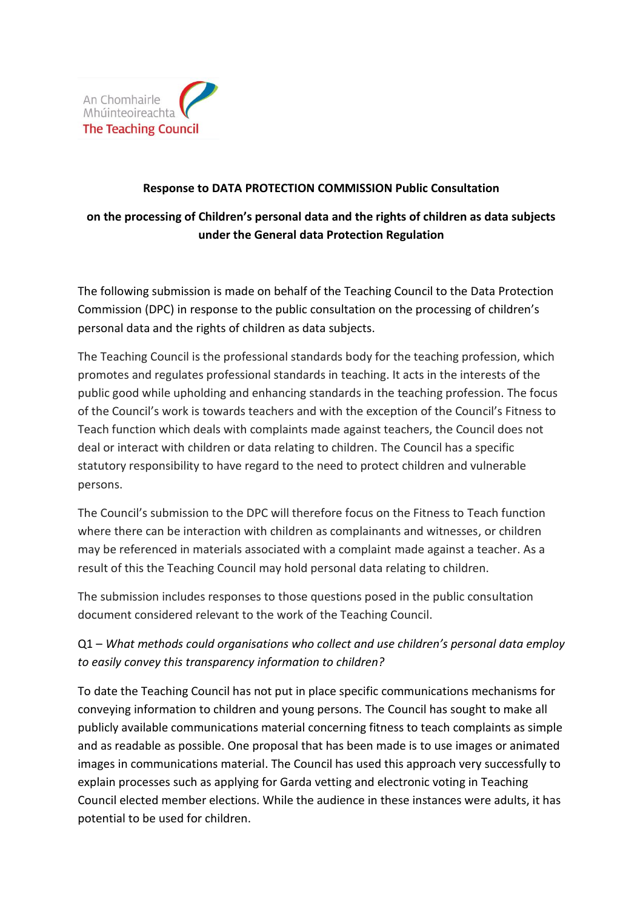An Chomhairle Mhúinteoireachta
The Teaching Council

**Response to DATA PROTECTION COMMISSION Public Consultation**

**on the processing of Children's personal data and the rights of children as data subjects under the General data Protection Regulation**

The following submission is made on behalf of the Teaching Council to the Data Protection Commission (DPC) in response to the public consultation on the processing of children's personal data and the rights of children as data subjects.

The Teaching Council is the professional standards body for the teaching profession, which promotes and regulates professional standards in teaching. It acts in the interests of the public good while upholding and enhancing standards in the teaching profession. The focus of the Council's work is towards teachers and with the exception of the Council's Fitness to Teach function which deals with complaints made against teachers, the Council does not deal or interact with children or data relating to children. The Council has a specific statutory responsibility to have regard to the need to protect children and vulnerable persons.

The Council's submission to the DPC will therefore focus on the Fitness to Teach function where there can be interaction with children as complainants and witnesses, or children may be referenced in materials associated with a complaint made against a teacher. As a result of this the Teaching Council may hold personal data relating to children.

The submission includes responses to those questions posed in the public consultation document considered relevant to the work of the Teaching Council.

Q1 – *What methods could organisations who collect and use children's personal data employ to easily convey this transparency information to children?*

To date the Teaching Council has not put in place specific communications mechanisms for conveying information to children and young persons. The Council has sought to make all publicly available communications material concerning fitness to teach complaints as simple and as readable as possible. One proposal that has been made is to use images or animated images in communications material. The Council has used this approach very successfully to explain processes such as applying for Garda vetting and electronic voting in Teaching Council elected member elections. While the audience in these instances were adults, it has potential to be used for children.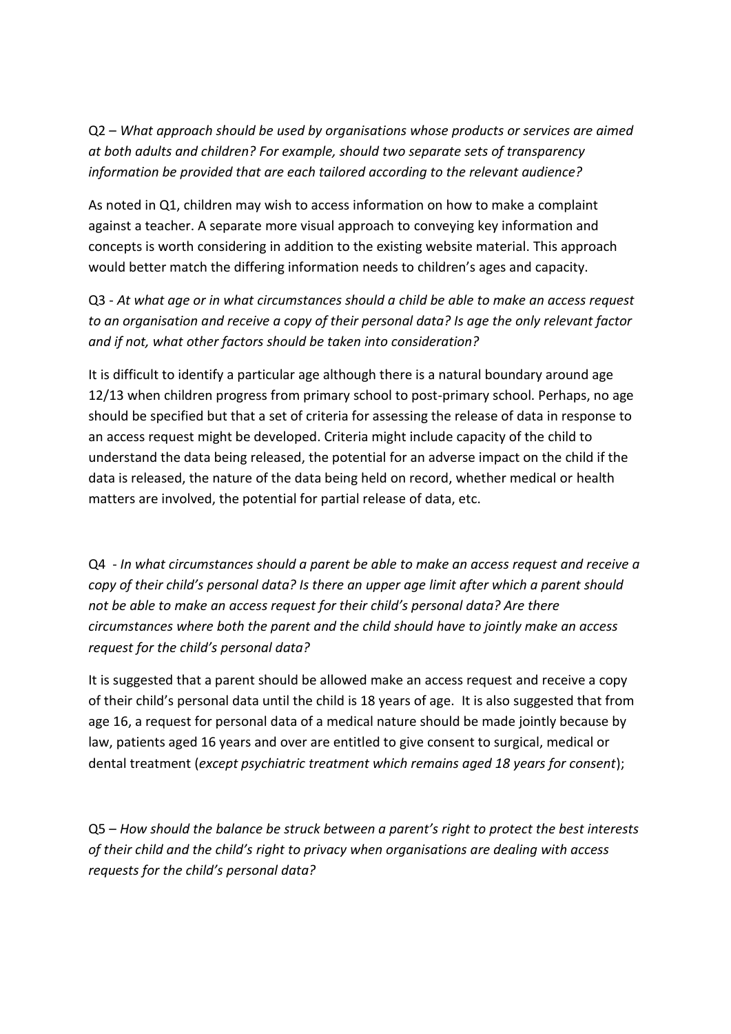Q2 – *What approach should be used by organisations whose products or services are aimed at both adults and children? For example, should two separate sets of transparency information be provided that are each tailored according to the relevant audience?*

As noted in Q1, children may wish to access information on how to make a complaint against a teacher. A separate more visual approach to conveying key information and concepts is worth considering in addition to the existing website material. This approach would better match the differing information needs to children's ages and capacity.

Q3 - *At what age or in what circumstances should a child be able to make an access request to an organisation and receive a copy of their personal data? Is age the only relevant factor and if not, what other factors should be taken into consideration?*

It is difficult to identify a particular age although there is a natural boundary around age 12/13 when children progress from primary school to post-primary school. Perhaps, no age should be specified but that a set of criteria for assessing the release of data in response to an access request might be developed. Criteria might include capacity of the child to understand the data being released, the potential for an adverse impact on the child if the data is released, the nature of the data being held on record, whether medical or health matters are involved, the potential for partial release of data, etc.

Q4 - *In what circumstances should a parent be able to make an access request and receive a copy of their child's personal data? Is there an upper age limit after which a parent should not be able to make an access request for their child's personal data? Are there circumstances where both the parent and the child should have to jointly make an access request for the child's personal data?*

It is suggested that a parent should be allowed make an access request and receive a copy of their child's personal data until the child is 18 years of age. It is also suggested that from age 16, a request for personal data of a medical nature should be made jointly because by law, patients aged 16 years and over are entitled to give consent to surgical, medical or dental treatment (*except psychiatric treatment which remains aged 18 years for consent*);

Q5 – *How should the balance be struck between a parent's right to protect the best interests of their child and the child's right to privacy when organisations are dealing with access requests for the child's personal data?*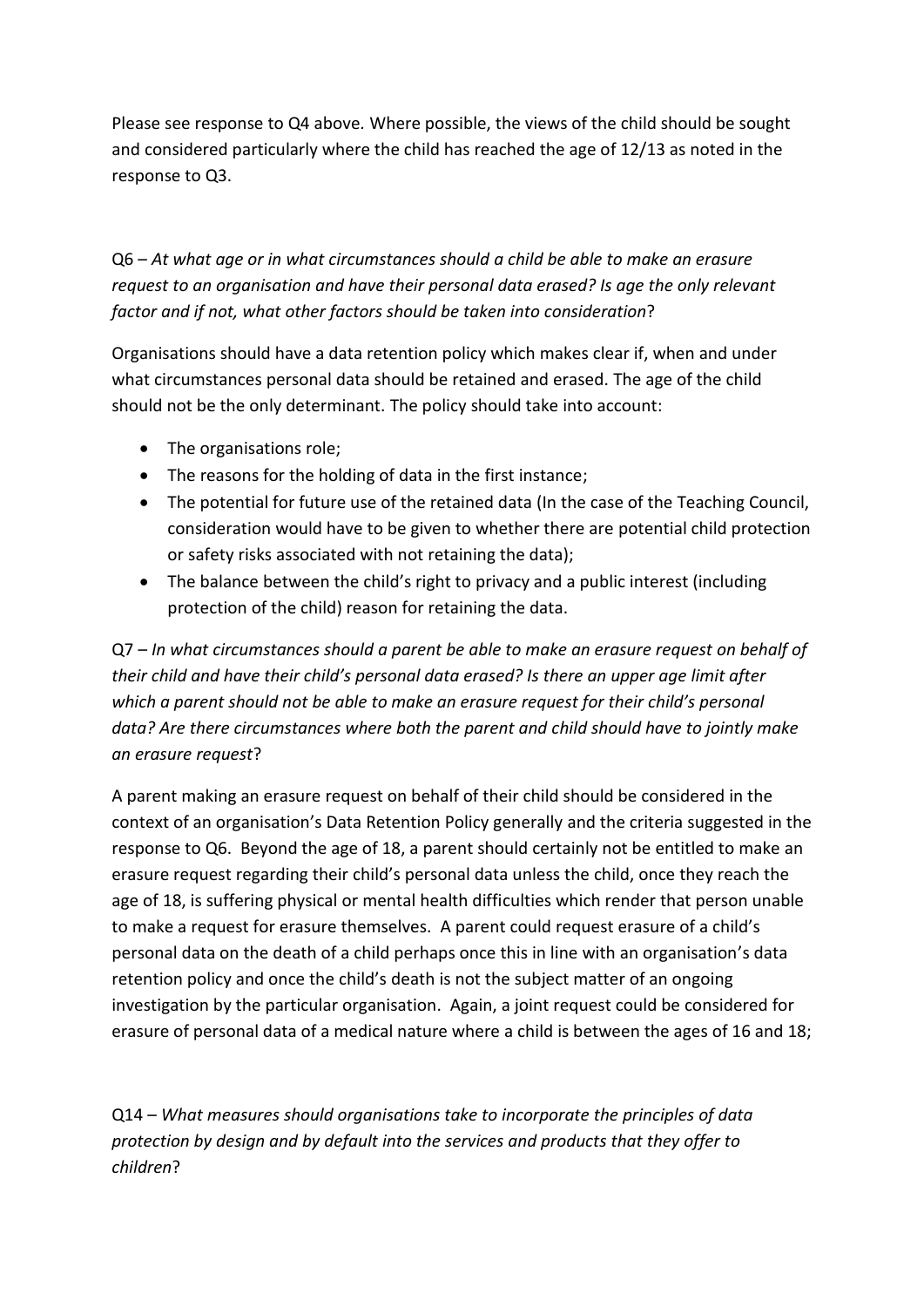Please see response to Q4 above. Where possible, the views of the child should be sought and considered particularly where the child has reached the age of 12/13 as noted in the response to Q3.

Q6 – *At what age or in what circumstances should a child be able to make an erasure request to an organisation and have their personal data erased? Is age the only relevant factor and if not, what other factors should be taken into consideration*?

Organisations should have a data retention policy which makes clear if, when and under what circumstances personal data should be retained and erased. The age of the child should not be the only determinant. The policy should take into account:

- The organisations role;
- The reasons for the holding of data in the first instance;
- The potential for future use of the retained data (In the case of the Teaching Council, consideration would have to be given to whether there are potential child protection or safety risks associated with not retaining the data);
- The balance between the child's right to privacy and a public interest (including protection of the child) reason for retaining the data.

Q7 – *In what circumstances should a parent be able to make an erasure request on behalf of their child and have their child's personal data erased? Is there an upper age limit after which a parent should not be able to make an erasure request for their child's personal data? Are there circumstances where both the parent and child should have to jointly make an erasure request*?

A parent making an erasure request on behalf of their child should be considered in the context of an organisation's Data Retention Policy generally and the criteria suggested in the response to Q6. Beyond the age of 18, a parent should certainly not be entitled to make an erasure request regarding their child's personal data unless the child, once they reach the age of 18, is suffering physical or mental health difficulties which render that person unable to make a request for erasure themselves. A parent could request erasure of a child's personal data on the death of a child perhaps once this in line with an organisation's data retention policy and once the child's death is not the subject matter of an ongoing investigation by the particular organisation. Again, a joint request could be considered for erasure of personal data of a medical nature where a child is between the ages of 16 and 18;

Q14 – *What measures should organisations take to incorporate the principles of data protection by design and by default into the services and products that they offer to children*?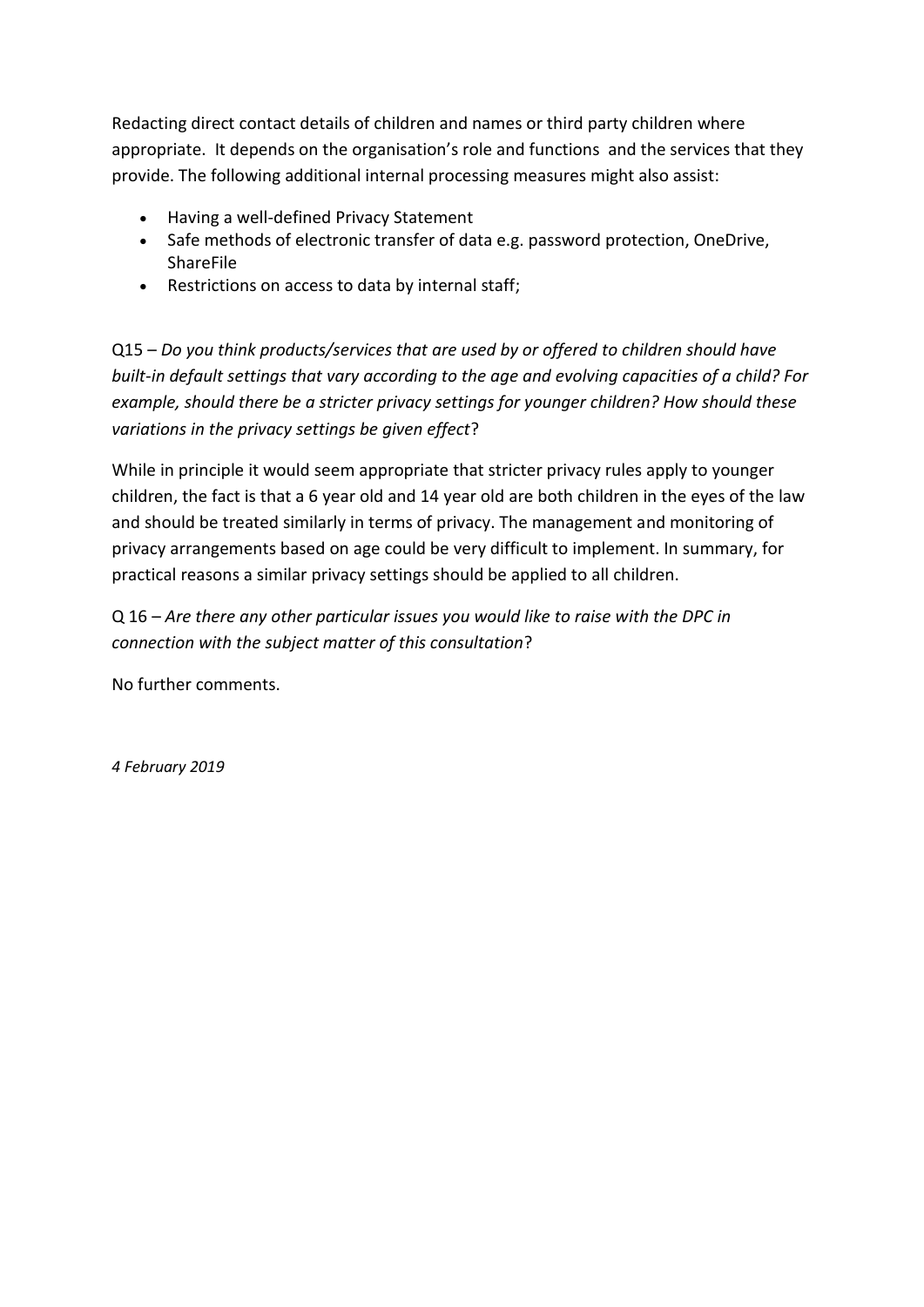Redacting direct contact details of children and names or third party children where appropriate. It depends on the organisation's role and functions and the services that they provide. The following additional internal processing measures might also assist:

- Having a well-defined Privacy Statement
- Safe methods of electronic transfer of data e.g. password protection, OneDrive, ShareFile
- Restrictions on access to data by internal staff;

Q15 – *Do you think products/services that are used by or offered to children should have built-in default settings that vary according to the age and evolving capacities of a child? For example, should there be a stricter privacy settings for younger children? How should these variations in the privacy settings be given effect*?

While in principle it would seem appropriate that stricter privacy rules apply to younger children, the fact is that a 6 year old and 14 year old are both children in the eyes of the law and should be treated similarly in terms of privacy. The management and monitoring of privacy arrangements based on age could be very difficult to implement. In summary, for practical reasons a similar privacy settings should be applied to all children.

Q 16 – *Are there any other particular issues you would like to raise with the DPC in connection with the subject matter of this consultation*?

No further comments.

*4 February 2019*